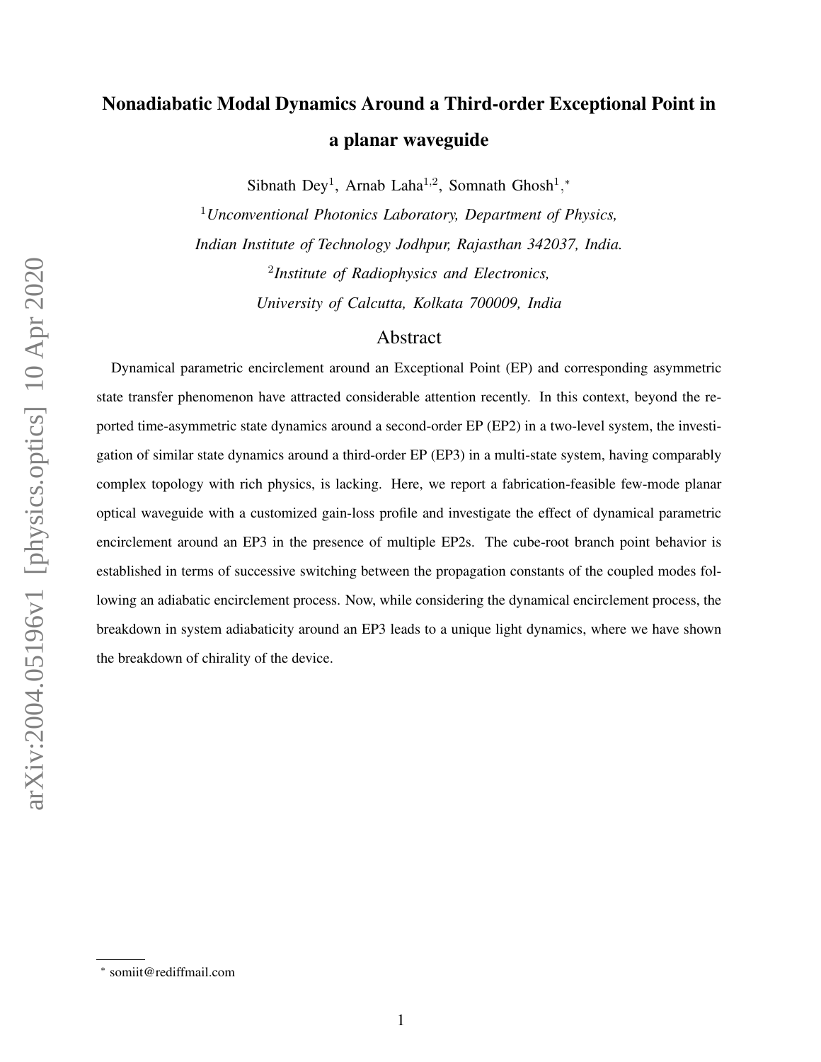# Nonadiabatic Modal Dynamics Around a Third-order Exceptional Point in a planar waveguide

Sibnath Dey[1], Arnab Laha[1,2], Somnath Ghosh[1,*]

[1] *Unconventional Photonics Laboratory, Department of Physics, Indian Institute of Technology Jodhpur, Rajasthan 342037, India.*

[2] *Institute of Radiophysics and Electronics, University of Calcutta, Kolkata 700009, India*

## Abstract

Dynamical parametric encirclement around an Exceptional Point (EP) and corresponding asymmetric state transfer phenomenon have attracted considerable attention recently. In this context, beyond the reported time-asymmetric state dynamics around a second-order EP (EP2) in a two-level system, the investigation of similar state dynamics around a third-order EP (EP3) in a multi-state system, having comparably complex topology with rich physics, is lacking. Here, we report a fabrication-feasible few-mode planar optical waveguide with a customized gain-loss profile and investigate the effect of dynamical parametric encirclement around an EP3 in the presence of multiple EP2s. The cube-root branch point behavior is established in terms of successive switching between the propagation constants of the coupled modes following an adiabatic encirclement process. Now, while considering the dynamical encirclement process, the breakdown in system adiabaticity around an EP3 leads to a unique light dynamics, where we have shown the breakdown of chirality of the device.

[*] somiit@rediffmail.com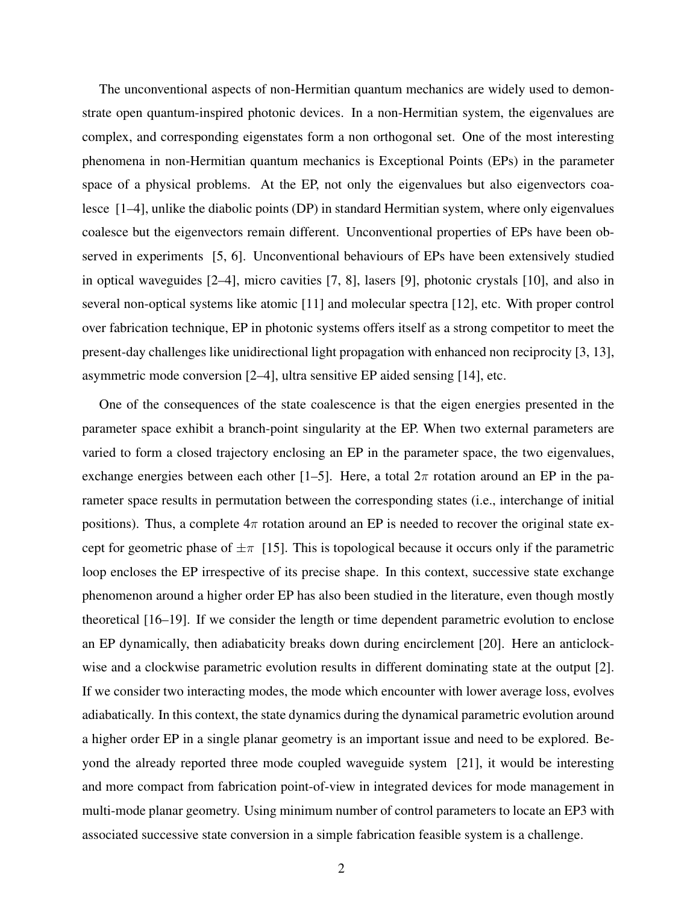The unconventional aspects of non-Hermitian quantum mechanics are widely used to demonstrate open quantum-inspired photonic devices. In a non-Hermitian system, the eigenvalues are complex, and corresponding eigenstates form a non orthogonal set. One of the most interesting phenomena in non-Hermitian quantum mechanics is Exceptional Points (EPs) in the parameter space of a physical problems. At the EP, not only the eigenvalues but also eigenvectors coalesce [1–4], unlike the diabolic points (DP) in standard Hermitian system, where only eigenvalues coalesce but the eigenvectors remain different. Unconventional properties of EPs have been observed in experiments [5, 6]. Unconventional behaviours of EPs have been extensively studied in optical waveguides [2–4], micro cavities [7, 8], lasers [9], photonic crystals [10], and also in several non-optical systems like atomic [11] and molecular spectra [12], etc. With proper control over fabrication technique, EP in photonic systems offers itself as a strong competitor to meet the present-day challenges like unidirectional light propagation with enhanced non reciprocity [3, 13], asymmetric mode conversion [2–4], ultra sensitive EP aided sensing [14], etc.

One of the consequences of the state coalescence is that the eigen energies presented in the parameter space exhibit a branch-point singularity at the EP. When two external parameters are varied to form a closed trajectory enclosing an EP in the parameter space, the two eigenvalues, exchange energies between each other [1–5]. Here, a total $2\pi$ rotation around an EP in the parameter space results in permutation between the corresponding states (i.e., interchange of initial positions). Thus, a complete $4\pi$ rotation around an EP is needed to recover the original state except for geometric phase of $\pm\pi$ [15]. This is topological because it occurs only if the parametric loop encloses the EP irrespective of its precise shape. In this context, successive state exchange phenomenon around a higher order EP has also been studied in the literature, even though mostly theoretical [16–19]. If we consider the length or time dependent parametric evolution to enclose an EP dynamically, then adiabaticity breaks down during encirclement [20]. Here an anticlockwise and a clockwise parametric evolution results in different dominating state at the output [2]. If we consider two interacting modes, the mode which encounter with lower average loss, evolves adiabatically. In this context, the state dynamics during the dynamical parametric evolution around a higher order EP in a single planar geometry is an important issue and need to be explored. Beyond the already reported three mode coupled waveguide system [21], it would be interesting and more compact from fabrication point-of-view in integrated devices for mode management in multi-mode planar geometry. Using minimum number of control parameters to locate an EP3 with associated successive state conversion in a simple fabrication feasible system is a challenge.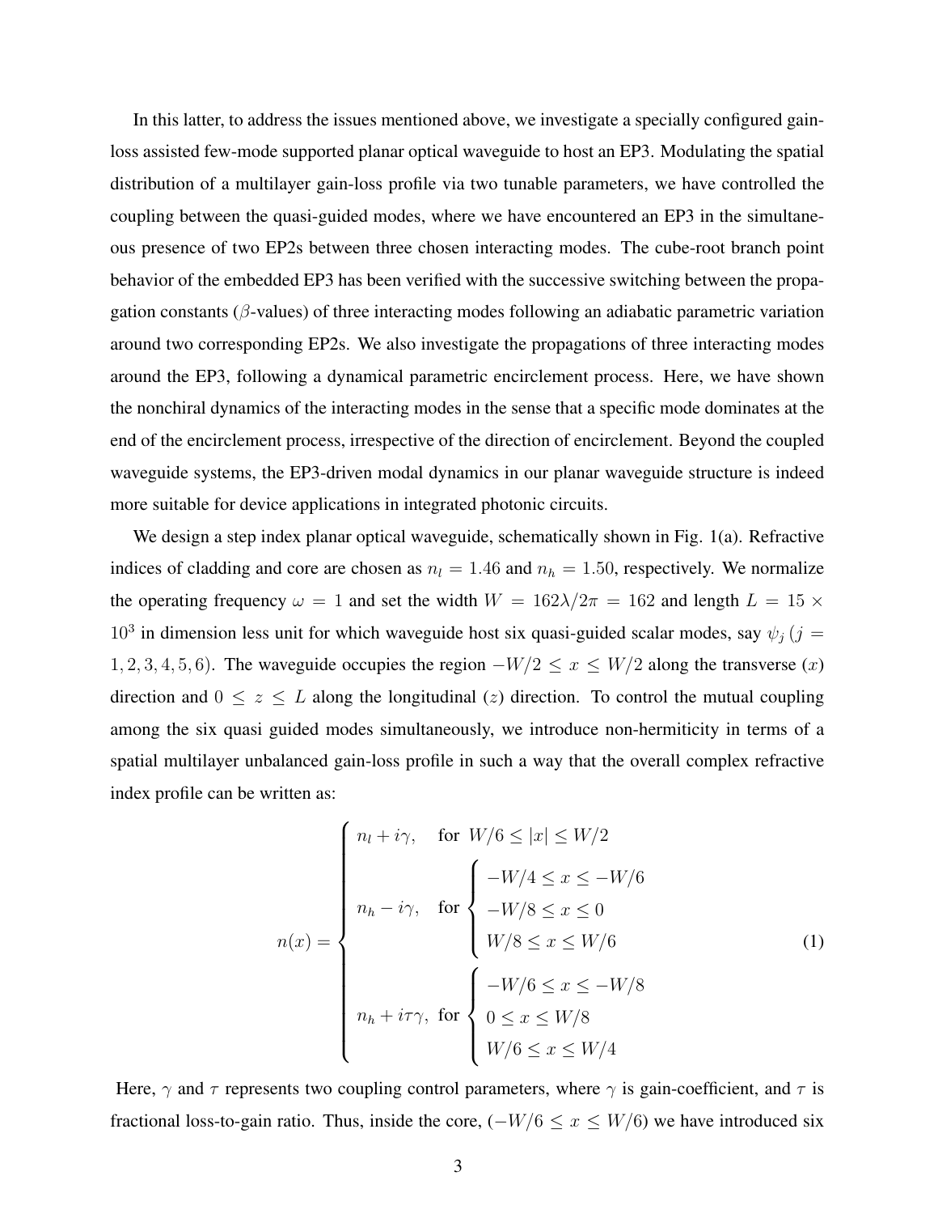In this latter, to address the issues mentioned above, we investigate a specially configured gain-loss assisted few-mode supported planar optical waveguide to host an EP3. Modulating the spatial distribution of a multilayer gain-loss profile via two tunable parameters, we have controlled the coupling between the quasi-guided modes, where we have encountered an EP3 in the simultaneous presence of two EP2s between three chosen interacting modes. The cube-root branch point behavior of the embedded EP3 has been verified with the successive switching between the propagation constants ($\beta$-values) of three interacting modes following an adiabatic parametric variation around two corresponding EP2s. We also investigate the propagations of three interacting modes around the EP3, following a dynamical parametric encirclement process. Here, we have shown the nonchiral dynamics of the interacting modes in the sense that a specific mode dominates at the end of the encirclement process, irrespective of the direction of encirclement. Beyond the coupled waveguide systems, the EP3-driven modal dynamics in our planar waveguide structure is indeed more suitable for device applications in integrated photonic circuits.

We design a step index planar optical waveguide, schematically shown in Fig. 1(a). Refractive indices of cladding and core are chosen as $n_l = 1.46$ and $n_h = 1.50$, respectively. We normalize the operating frequency $\omega = 1$ and set the width $W = 162\lambda/2\pi = 162$ and length $L = 15 \times 10^3$ in dimension less unit for which waveguide host six quasi-guided scalar modes, say $\psi_j\,(j = 1, 2, 3, 4, 5, 6)$. The waveguide occupies the region $-W/2 \leq x \leq W/2$ along the transverse ($x$) direction and $0 \leq z \leq L$ along the longitudinal ($z$) direction. To control the mutual coupling among the six quasi guided modes simultaneously, we introduce non-hermiticity in terms of a spatial multilayer unbalanced gain-loss profile in such a way that the overall complex refractive index profile can be written as:

$$
n(x) = \begin{cases} n_l + i\gamma, & \text{for } \; W/6 \leq |x| \leq W/2 \\[2ex] n_h - i\gamma, & \text{for } \begin{cases} -W/4 \leq x \leq -W/6 \\ -W/8 \leq x \leq 0 \\ W/8 \leq x \leq W/6 \end{cases} \\[6ex] n_h + i\tau\gamma, & \text{for } \begin{cases} -W/6 \leq x \leq -W/8 \\ 0 \leq x \leq W/8 \\ W/6 \leq x \leq W/4 \end{cases} \end{cases} \tag{1}
$$

Here, $\gamma$ and $\tau$ represents two coupling control parameters, where $\gamma$ is gain-coefficient, and $\tau$ is fractional loss-to-gain ratio. Thus, inside the core, ($-W/6 \leq x \leq W/6$) we have introduced six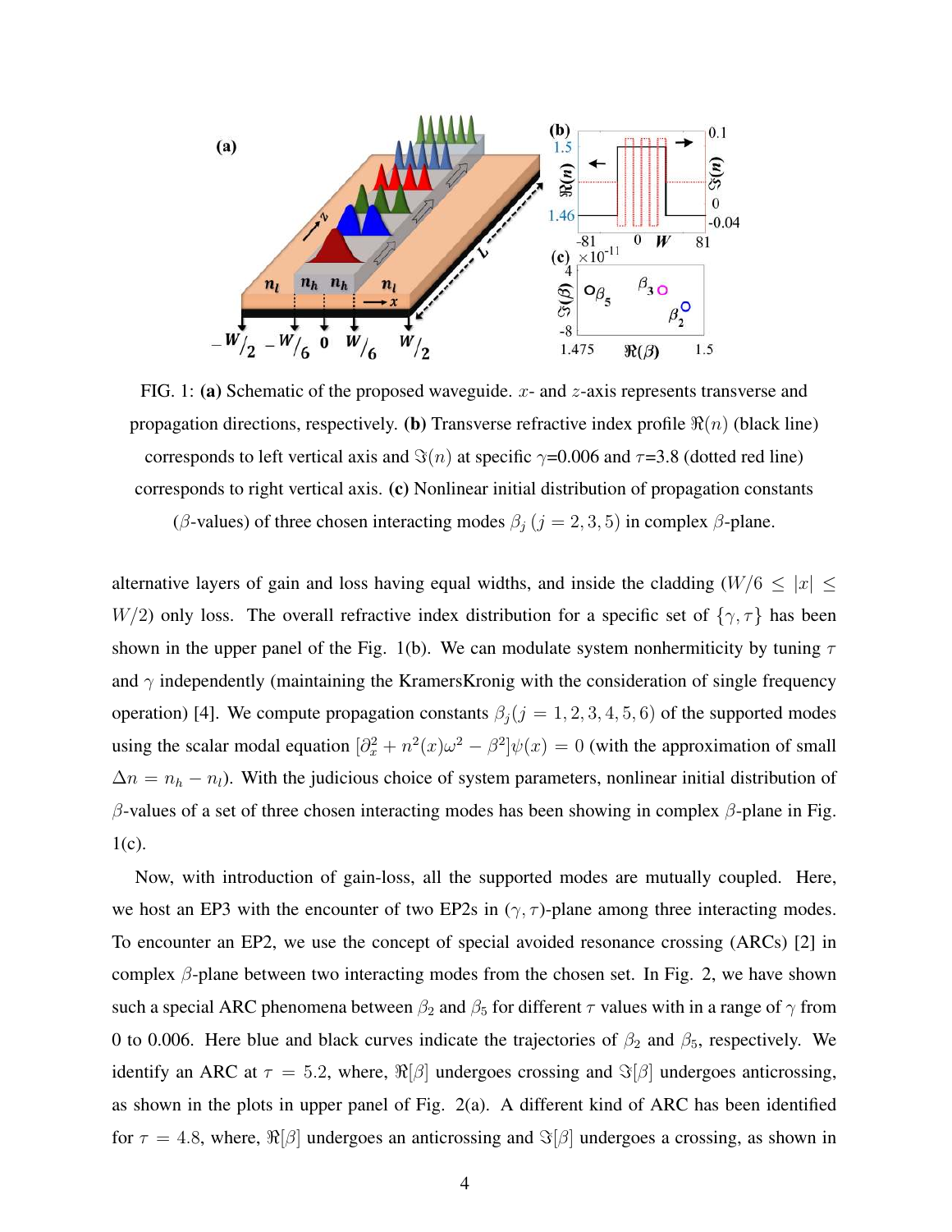FIG. 1: **(a)** Schematic of the proposed waveguide. $x$- and $z$-axis represents transverse and propagation directions, respectively. **(b)** Transverse refractive index profile $\Re(n)$ (black line) corresponds to left vertical axis and $\Im(n)$ at specific $\gamma$=0.006 and $\tau$=3.8 (dotted red line) corresponds to right vertical axis. **(c)** Nonlinear initial distribution of propagation constants ($\beta$-values) of three chosen interacting modes $\beta_j$ ($j = 2, 3, 5$) in complex $\beta$-plane.

alternative layers of gain and loss having equal widths, and inside the cladding ($W/6 \leq |x| \leq W/2$) only loss. The overall refractive index distribution for a specific set of $\{\gamma, \tau\}$ has been shown in the upper panel of the Fig. 1(b). We can modulate system nonhermiticity by tuning $\tau$ and $\gamma$ independently (maintaining the KramersKronig with the consideration of single frequency operation) [4]. We compute propagation constants $\beta_j (j = 1, 2, 3, 4, 5, 6)$ of the supported modes using the scalar modal equation $[\partial_x^2 + n^2(x)\omega^2 - \beta^2]\psi(x) = 0$ (with the approximation of small $\Delta n = n_h - n_l$). With the judicious choice of system parameters, nonlinear initial distribution of $\beta$-values of a set of three chosen interacting modes has been showing in complex $\beta$-plane in Fig. 1(c).

Now, with introduction of gain-loss, all the supported modes are mutually coupled. Here, we host an EP3 with the encounter of two EP2s in $(\gamma, \tau)$-plane among three interacting modes. To encounter an EP2, we use the concept of special avoided resonance crossing (ARCs) [2] in complex $\beta$-plane between two interacting modes from the chosen set. In Fig. 2, we have shown such a special ARC phenomena between $\beta_2$ and $\beta_5$ for different $\tau$ values with in a range of $\gamma$ from 0 to 0.006. Here blue and black curves indicate the trajectories of $\beta_2$ and $\beta_5$, respectively. We identify an ARC at $\tau = 5.2$, where, $\Re[\beta]$ undergoes crossing and $\Im[\beta]$ undergoes anticrossing, as shown in the plots in upper panel of Fig. 2(a). A different kind of ARC has been identified for $\tau = 4.8$, where, $\Re[\beta]$ undergoes an anticrossing and $\Im[\beta]$ undergoes a crossing, as shown in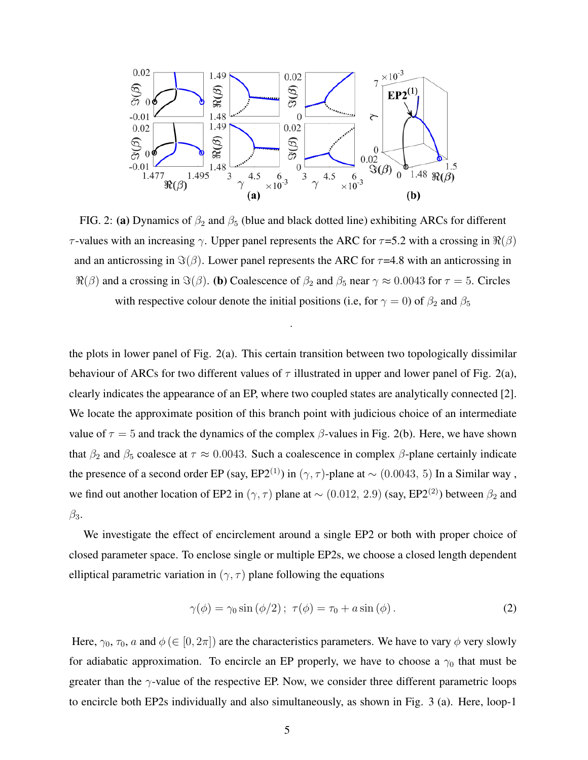FIG. 2: **(a)** Dynamics of $\beta_2$ and $\beta_5$ (blue and black dotted line) exhibiting ARCs for different $\tau$-values with an increasing $\gamma$. Upper panel represents the ARC for $\tau$=5.2 with a crossing in $\Re(\beta)$ and an anticrossing in $\Im(\beta)$. Lower panel represents the ARC for $\tau$=4.8 with an anticrossing in $\Re(\beta)$ and a crossing in $\Im(\beta)$. **(b)** Coalescence of $\beta_2$ and $\beta_5$ near $\gamma \approx 0.0043$ for $\tau = 5$. Circles with respective colour denote the initial positions (i.e, for $\gamma = 0$) of $\beta_2$ and $\beta_5$

the plots in lower panel of Fig. 2(a). This certain transition between two topologically dissimilar behaviour of ARCs for two different values of $\tau$ illustrated in upper and lower panel of Fig. 2(a), clearly indicates the appearance of an EP, where two coupled states are analytically connected [2]. We locate the approximate position of this branch point with judicious choice of an intermediate value of $\tau = 5$ and track the dynamics of the complex $\beta$-values in Fig. 2(b). Here, we have shown that $\beta_2$ and $\beta_5$ coalesce at $\tau \approx 0.0043$. Such a coalescence in complex $\beta$-plane certainly indicate the presence of a second order EP (say, EP2$^{(1)}$) in $(\gamma, \tau)$-plane at $\sim (0.0043,\ 5)$ In a Similar way , we find out another location of EP2 in $(\gamma, \tau)$ plane at $\sim (0.012,\ 2.9)$ (say, EP2$^{(2)}$) between $\beta_2$ and $\beta_3$.

We investigate the effect of encirclement around a single EP2 or both with proper choice of closed parameter space. To enclose single or multiple EP2s, we choose a closed length dependent elliptical parametric variation in $(\gamma, \tau)$ plane following the equations

$$\gamma(\phi) = \gamma_0 \sin(\phi/2)\,; \;\; \tau(\phi) = \tau_0 + a \sin(\phi)\,. \tag{2}$$

Here, $\gamma_0$, $\tau_0$, $a$ and $\phi\ (\in [0, 2\pi])$ are the characteristics parameters. We have to vary $\phi$ very slowly for adiabatic approximation. To encircle an EP properly, we have to choose a $\gamma_0$ that must be greater than the $\gamma$-value of the respective EP. Now, we consider three different parametric loops to encircle both EP2s individually and also simultaneously, as shown in Fig. 3 (a). Here, loop-1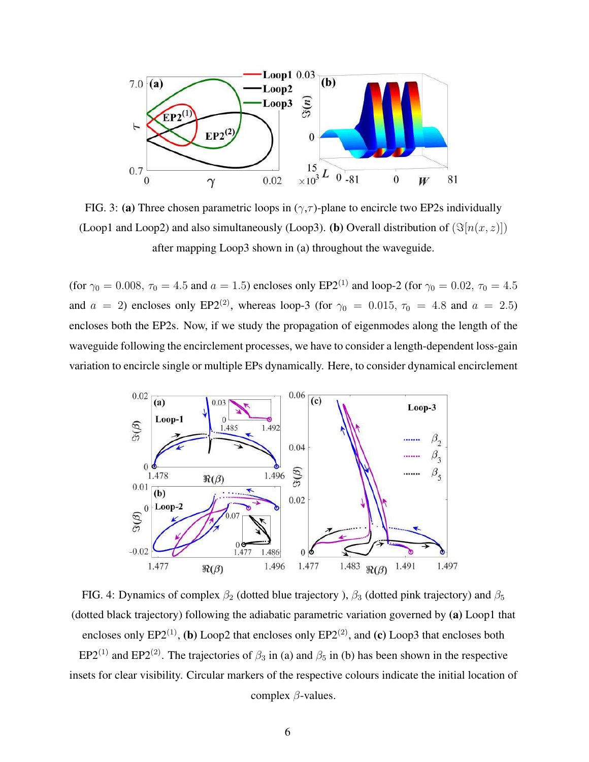FIG. 3: **(a)** Three chosen parametric loops in ($\gamma$,$\tau$)-plane to encircle two EP2s individually (Loop1 and Loop2) and also simultaneously (Loop3). **(b)** Overall distribution of ($\Im[n(x,z)]$) after mapping Loop3 shown in (a) throughout the waveguide.

(for $\gamma_0 = 0.008$, $\tau_0 = 4.5$ and $a = 1.5$) encloses only EP2$^{(1)}$ and loop-2 (for $\gamma_0 = 0.02$, $\tau_0 = 4.5$ and $a = 2$) encloses only EP2$^{(2)}$, whereas loop-3 (for $\gamma_0 = 0.015$, $\tau_0 = 4.8$ and $a = 2.5$) encloses both the EP2s. Now, if we study the propagation of eigenmodes along the length of the waveguide following the encirclement processes, we have to consider a length-dependent loss-gain variation to encircle single or multiple EPs dynamically. Here, to consider dynamical encirclement

FIG. 4: Dynamics of complex $\beta_2$ (dotted blue trajectory ), $\beta_3$ (dotted pink trajectory) and $\beta_5$ (dotted black trajectory) following the adiabatic parametric variation governed by **(a)** Loop1 that encloses only EP2$^{(1)}$, **(b)** Loop2 that encloses only EP2$^{(2)}$, and **(c)** Loop3 that encloses both EP2$^{(1)}$ and EP2$^{(2)}$. The trajectories of $\beta_3$ in (a) and $\beta_5$ in (b) has been shown in the respective insets for clear visibility. Circular markers of the respective colours indicate the initial location of complex $\beta$-values.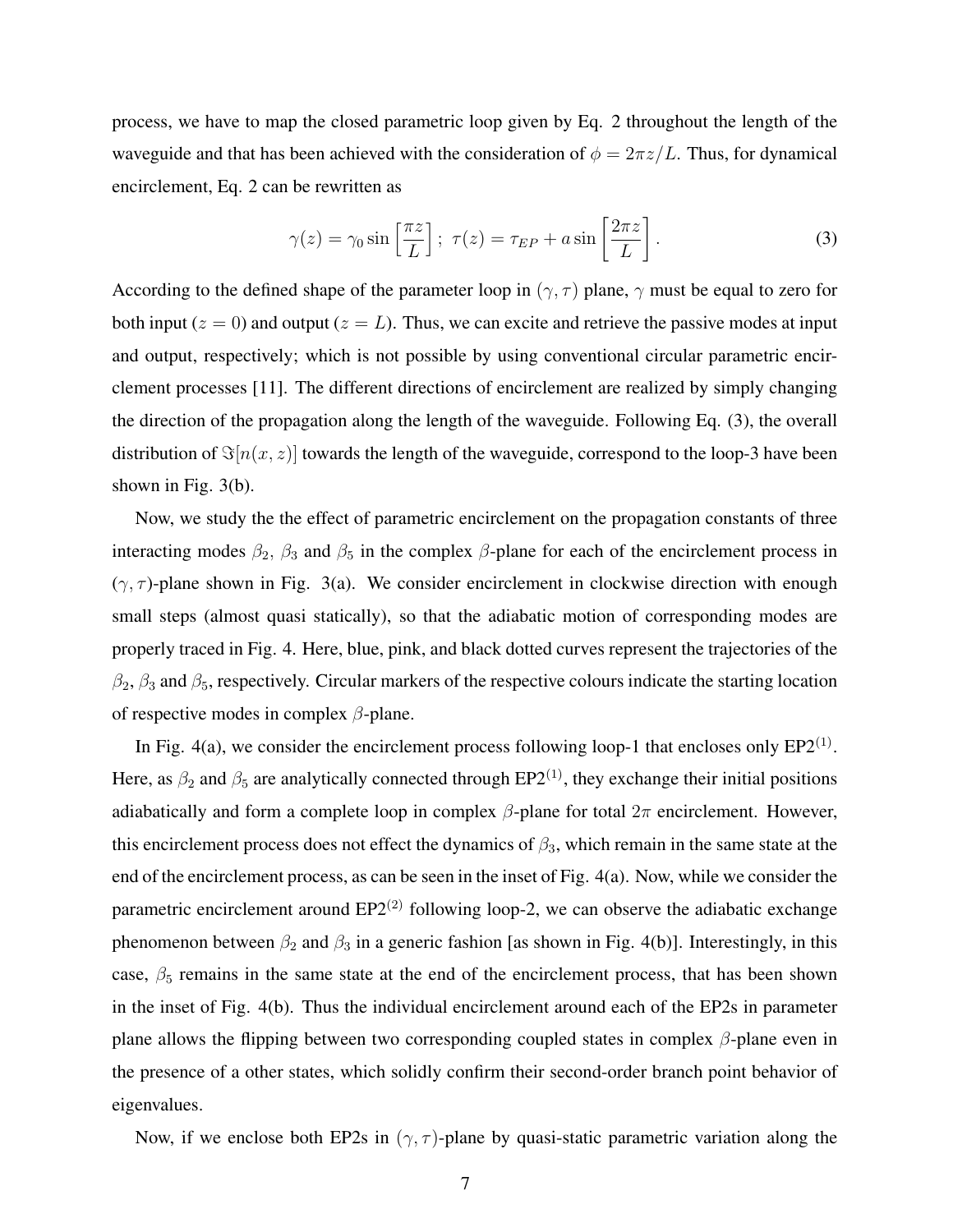process, we have to map the closed parametric loop given by Eq. 2 throughout the length of the waveguide and that has been achieved with the consideration of $\phi = 2\pi z/L$. Thus, for dynamical encirclement, Eq. 2 can be rewritten as

$$\gamma(z) = \gamma_0 \sin\left[\frac{\pi z}{L}\right];\ \tau(z) = \tau_{EP} + a \sin\left[\frac{2\pi z}{L}\right]. \tag{3}$$

According to the defined shape of the parameter loop in $(\gamma, \tau)$ plane, $\gamma$ must be equal to zero for both input ($z = 0$) and output ($z = L$). Thus, we can excite and retrieve the passive modes at input and output, respectively; which is not possible by using conventional circular parametric encirclement processes [11]. The different directions of encirclement are realized by simply changing the direction of the propagation along the length of the waveguide. Following Eq. (3), the overall distribution of $\Im[n(x, z)]$ towards the length of the waveguide, correspond to the loop-3 have been shown in Fig. 3(b).

Now, we study the the effect of parametric encirclement on the propagation constants of three interacting modes $\beta_2$, $\beta_3$ and $\beta_5$ in the complex $\beta$-plane for each of the encirclement process in $(\gamma, \tau)$-plane shown in Fig. 3(a). We consider encirclement in clockwise direction with enough small steps (almost quasi statically), so that the adiabatic motion of corresponding modes are properly traced in Fig. 4. Here, blue, pink, and black dotted curves represent the trajectories of the $\beta_2$, $\beta_3$ and $\beta_5$, respectively. Circular markers of the respective colours indicate the starting location of respective modes in complex $\beta$-plane.

In Fig. 4(a), we consider the encirclement process following loop-1 that encloses only $\text{EP2}^{(1)}$. Here, as $\beta_2$ and $\beta_5$ are analytically connected through $\text{EP2}^{(1)}$, they exchange their initial positions adiabatically and form a complete loop in complex $\beta$-plane for total $2\pi$ encirclement. However, this encirclement process does not effect the dynamics of $\beta_3$, which remain in the same state at the end of the encirclement process, as can be seen in the inset of Fig. 4(a). Now, while we consider the parametric encirclement around $\text{EP2}^{(2)}$ following loop-2, we can observe the adiabatic exchange phenomenon between $\beta_2$ and $\beta_3$ in a generic fashion [as shown in Fig. 4(b)]. Interestingly, in this case, $\beta_5$ remains in the same state at the end of the encirclement process, that has been shown in the inset of Fig. 4(b). Thus the individual encirclement around each of the EP2s in parameter plane allows the flipping between two corresponding coupled states in complex $\beta$-plane even in the presence of a other states, which solidly confirm their second-order branch point behavior of eigenvalues.

Now, if we enclose both EP2s in $(\gamma, \tau)$-plane by quasi-static parametric variation along the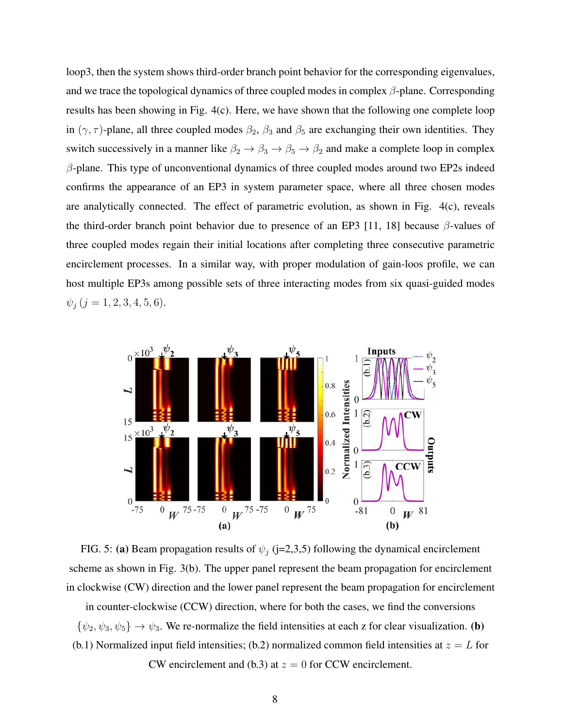loop3, then the system shows third-order branch point behavior for the corresponding eigenvalues, and we trace the topological dynamics of three coupled modes in complex $\beta$-plane. Corresponding results has been showing in Fig. 4(c). Here, we have shown that the following one complete loop in $(\gamma, \tau)$-plane, all three coupled modes $\beta_2$, $\beta_3$ and $\beta_5$ are exchanging their own identities. They switch successively in a manner like $\beta_2 \rightarrow \beta_3 \rightarrow \beta_5 \rightarrow \beta_2$ and make a complete loop in complex $\beta$-plane. This type of unconventional dynamics of three coupled modes around two EP2s indeed confirms the appearance of an EP3 in system parameter space, where all three chosen modes are analytically connected. The effect of parametric evolution, as shown in Fig. 4(c), reveals the third-order branch point behavior due to presence of an EP3 [11, 18] because $\beta$-values of three coupled modes regain their initial locations after completing three consecutive parametric encirclement processes. In a similar way, with proper modulation of gain-loos profile, we can host multiple EP3s among possible sets of three interacting modes from six quasi-guided modes $\psi_j\,(j = 1, 2, 3, 4, 5, 6)$.

FIG. 5: **(a)** Beam propagation results of $\psi_j$ (j=2,3,5) following the dynamical encirclement scheme as shown in Fig. 3(b). The upper panel represent the beam propagation for encirclement in clockwise (CW) direction and the lower panel represent the beam propagation for encirclement in counter-clockwise (CCW) direction, where for both the cases, we find the conversions $\{\psi_2, \psi_3, \psi_5\} \rightarrow \psi_3$. We re-normalize the field intensities at each z for clear visualization. **(b)** (b.1) Normalized input field intensities; (b.2) normalized common field intensities at $z = L$ for CW encirclement and (b.3) at $z = 0$ for CCW encirclement.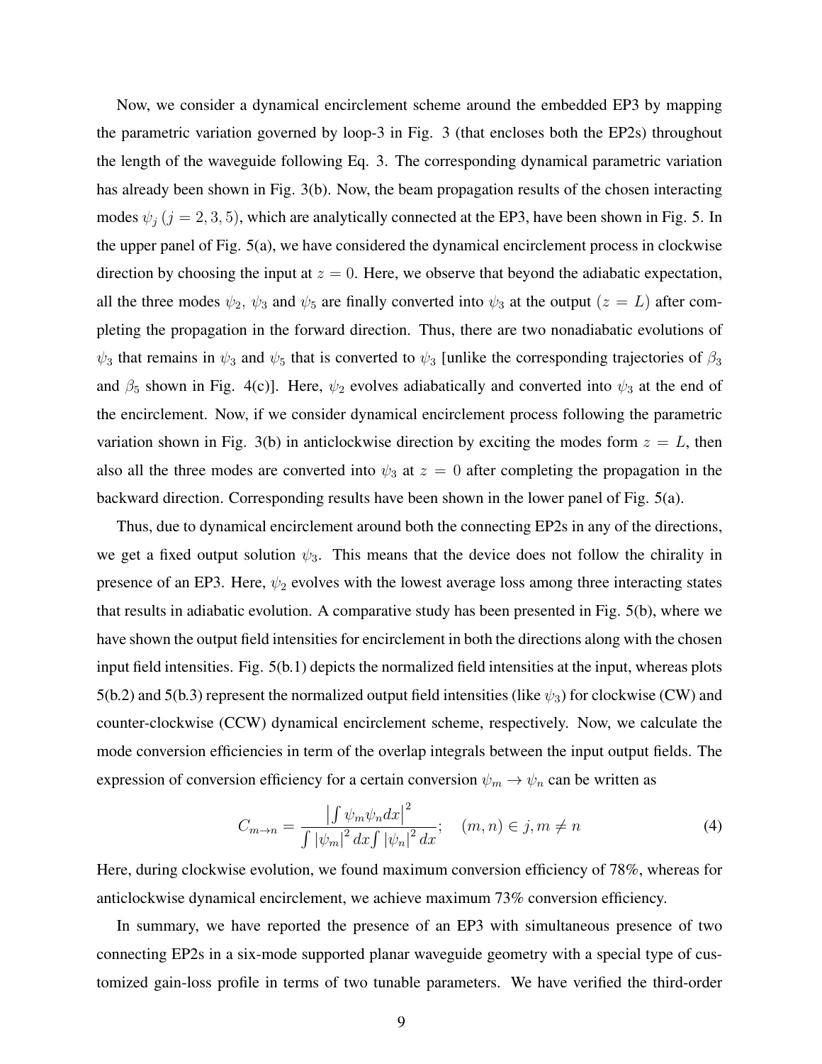Now, we consider a dynamical encirclement scheme around the embedded EP3 by mapping the parametric variation governed by loop-3 in Fig. 3 (that encloses both the EP2s) throughout the length of the waveguide following Eq. 3. The corresponding dynamical parametric variation has already been shown in Fig. 3(b). Now, the beam propagation results of the chosen interacting modes $\psi_j\,(j = 2, 3, 5)$, which are analytically connected at the EP3, have been shown in Fig. 5. In the upper panel of Fig. 5(a), we have considered the dynamical encirclement process in clockwise direction by choosing the input at $z = 0$. Here, we observe that beyond the adiabatic expectation, all the three modes $\psi_2$, $\psi_3$ and $\psi_5$ are finally converted into $\psi_3$ at the output ($z = L$) after completing the propagation in the forward direction. Thus, there are two nonadiabatic evolutions of $\psi_3$ that remains in $\psi_3$ and $\psi_5$ that is converted to $\psi_3$ [unlike the corresponding trajectories of $\beta_3$ and $\beta_5$ shown in Fig. 4(c)]. Here, $\psi_2$ evolves adiabatically and converted into $\psi_3$ at the end of the encirclement. Now, if we consider dynamical encirclement process following the parametric variation shown in Fig. 3(b) in anticlockwise direction by exciting the modes form $z = L$, then also all the three modes are converted into $\psi_3$ at $z = 0$ after completing the propagation in the backward direction. Corresponding results have been shown in the lower panel of Fig. 5(a).

Thus, due to dynamical encirclement around both the connecting EP2s in any of the directions, we get a fixed output solution $\psi_3$. This means that the device does not follow the chirality in presence of an EP3. Here, $\psi_2$ evolves with the lowest average loss among three interacting states that results in adiabatic evolution. A comparative study has been presented in Fig. 5(b), where we have shown the output field intensities for encirclement in both the directions along with the chosen input field intensities. Fig. 5(b.1) depicts the normalized field intensities at the input, whereas plots 5(b.2) and 5(b.3) represent the normalized output field intensities (like $\psi_3$) for clockwise (CW) and counter-clockwise (CCW) dynamical encirclement scheme, respectively. Now, we calculate the mode conversion efficiencies in term of the overlap integrals between the input output fields. The expression of conversion efficiency for a certain conversion $\psi_m \rightarrow \psi_n$ can be written as

$$C_{m\rightarrow n} = \frac{\left|\int \psi_m \psi_n dx\right|^2}{\int \left|\psi_m\right|^2 dx \int \left|\psi_n\right|^2 dx}; \quad (m, n) \in j, m \neq n \tag{4}$$

Here, during clockwise evolution, we found maximum conversion efficiency of 78%, whereas for anticlockwise dynamical encirclement, we achieve maximum 73% conversion efficiency.

In summary, we have reported the presence of an EP3 with simultaneous presence of two connecting EP2s in a six-mode supported planar waveguide geometry with a special type of customized gain-loss profile in terms of two tunable parameters. We have verified the third-order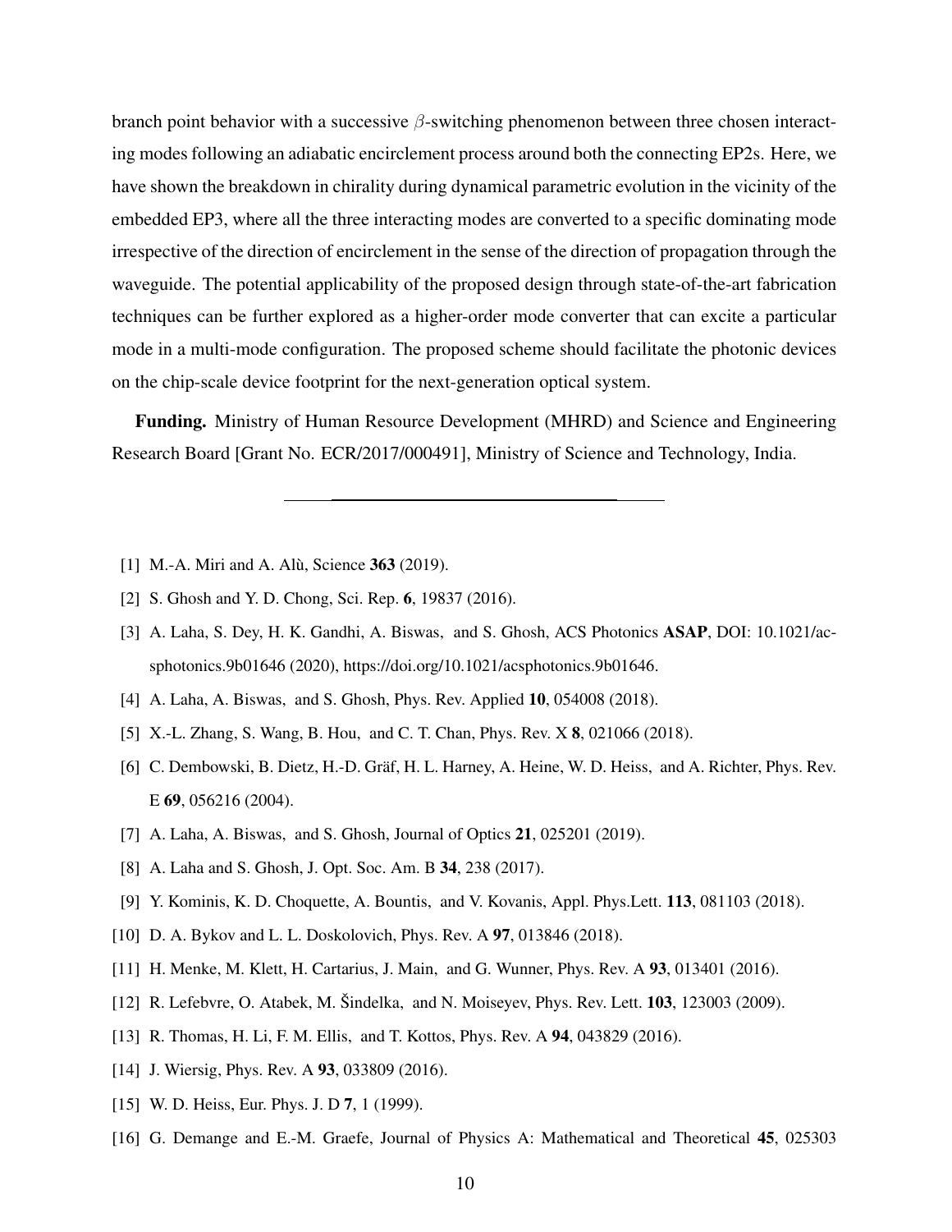branch point behavior with a successive $\beta$-switching phenomenon between three chosen interacting modes following an adiabatic encirclement process around both the connecting EP2s. Here, we have shown the breakdown in chirality during dynamical parametric evolution in the vicinity of the embedded EP3, where all the three interacting modes are converted to a specific dominating mode irrespective of the direction of encirclement in the sense of the direction of propagation through the waveguide. The potential applicability of the proposed design through state-of-the-art fabrication techniques can be further explored as a higher-order mode converter that can excite a particular mode in a multi-mode configuration. The proposed scheme should facilitate the photonic devices on the chip-scale device footprint for the next-generation optical system.

**Funding.** Ministry of Human Resource Development (MHRD) and Science and Engineering Research Board [Grant No. ECR/2017/000491], Ministry of Science and Technology, India.

---

[1] M.-A. Miri and A. Alù, Science **363** (2019).

[2] S. Ghosh and Y. D. Chong, Sci. Rep. **6**, 19837 (2016).

[3] A. Laha, S. Dey, H. K. Gandhi, A. Biswas, and S. Ghosh, ACS Photonics **ASAP**, DOI: 10.1021/acsphotonics.9b01646 (2020), https://doi.org/10.1021/acsphotonics.9b01646.

[4] A. Laha, A. Biswas, and S. Ghosh, Phys. Rev. Applied **10**, 054008 (2018).

[5] X.-L. Zhang, S. Wang, B. Hou, and C. T. Chan, Phys. Rev. X **8**, 021066 (2018).

[6] C. Dembowski, B. Dietz, H.-D. Gräf, H. L. Harney, A. Heine, W. D. Heiss, and A. Richter, Phys. Rev. E **69**, 056216 (2004).

[7] A. Laha, A. Biswas, and S. Ghosh, Journal of Optics **21**, 025201 (2019).

[8] A. Laha and S. Ghosh, J. Opt. Soc. Am. B **34**, 238 (2017).

[9] Y. Kominis, K. D. Choquette, A. Bountis, and V. Kovanis, Appl. Phys.Lett. **113**, 081103 (2018).

[10] D. A. Bykov and L. L. Doskolovich, Phys. Rev. A **97**, 013846 (2018).

[11] H. Menke, M. Klett, H. Cartarius, J. Main, and G. Wunner, Phys. Rev. A **93**, 013401 (2016).

[12] R. Lefebvre, O. Atabek, M. Šindelka, and N. Moiseyev, Phys. Rev. Lett. **103**, 123003 (2009).

[13] R. Thomas, H. Li, F. M. Ellis, and T. Kottos, Phys. Rev. A **94**, 043829 (2016).

[14] J. Wiersig, Phys. Rev. A **93**, 033809 (2016).

[15] W. D. Heiss, Eur. Phys. J. D **7**, 1 (1999).

[16] G. Demange and E.-M. Graefe, Journal of Physics A: Mathematical and Theoretical **45**, 025303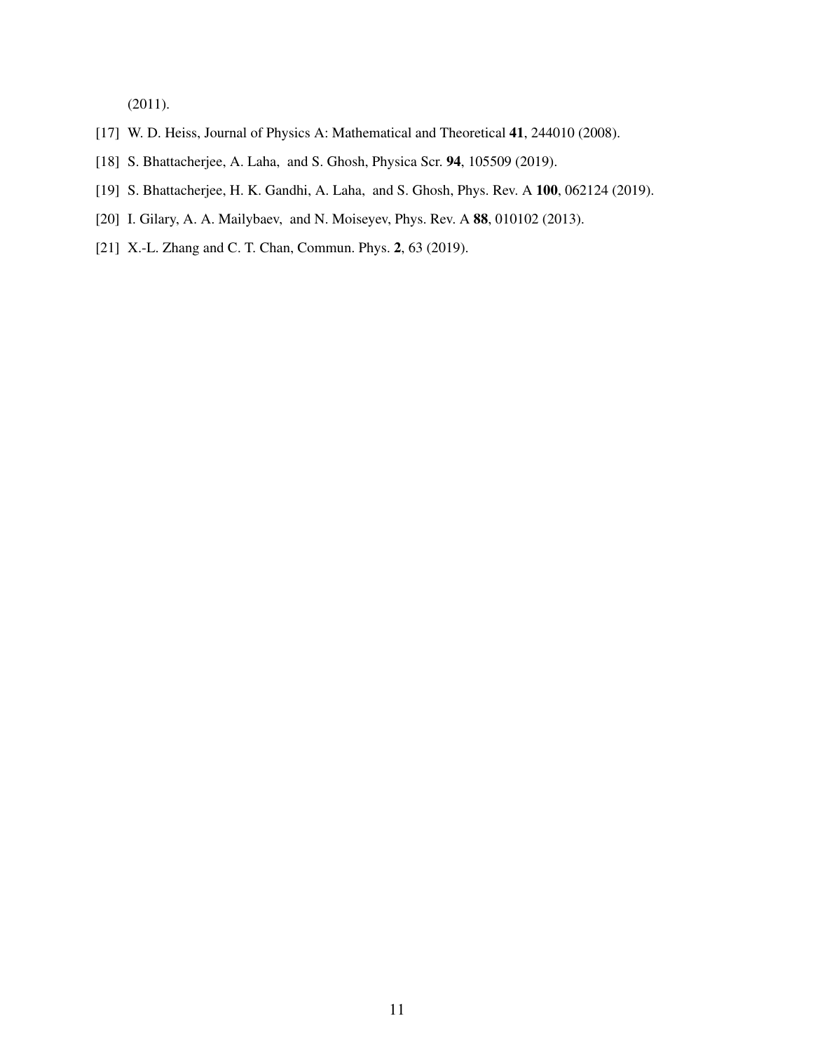(2011).

[17] W. D. Heiss, Journal of Physics A: Mathematical and Theoretical **41**, 244010 (2008).

[18] S. Bhattacherjee, A. Laha, and S. Ghosh, Physica Scr. **94**, 105509 (2019).

[19] S. Bhattacherjee, H. K. Gandhi, A. Laha, and S. Ghosh, Phys. Rev. A **100**, 062124 (2019).

[20] I. Gilary, A. A. Mailybaev, and N. Moiseyev, Phys. Rev. A **88**, 010102 (2013).

[21] X.-L. Zhang and C. T. Chan, Commun. Phys. **2**, 63 (2019).